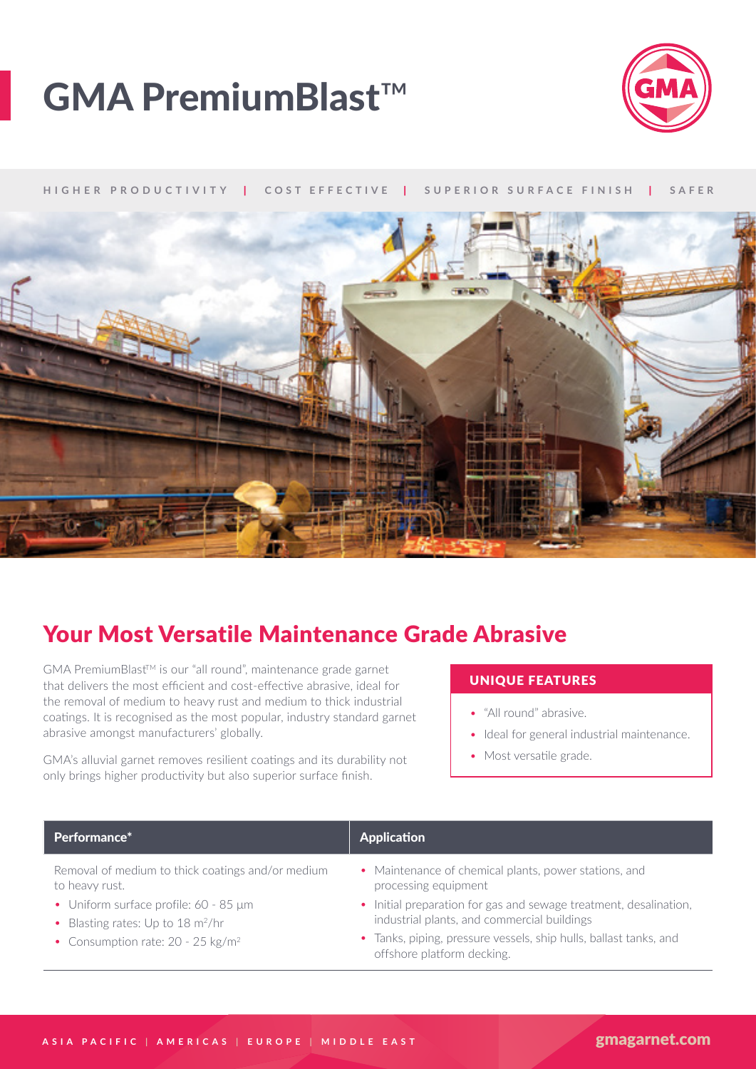# GMA PremiumBlast™

HIGHER PRODUCTIVITY | COST EFFECTIVE | SUPERIOR SURFACE FINISH | SAFER

## Your Most Versatile Maintenance Grade Abrasive

GMA PremiumBlast™ is our "all round", maintenance grade garnet that delivers the most efficient and cost-effective abrasive, ideal for the removal of medium to heavy rust and medium to thick industrial coatings. It is recognised as the most popular, industry standard garnet abrasive amongst manufacturers' globally.

GMA's alluvial garnet removes resilient coatings and its durability not only brings higher productivity but also superior surface finish.

### UNIQUE FEATURES

- "All round" abrasive.
- Ideal for general industrial maintenance.
- Most versatile grade.

| Performance* | Application |
|---|---|
| Removal of medium to thick coatings and/or medium to heavy rust.<br>• Uniform surface profile: 60 - 85 µm<br>• Blasting rates: Up to 18 $m^2$/hr<br>• Consumption rate: 20 - 25 kg/$m^2$ | • Maintenance of chemical plants, power stations, and processing equipment<br>• Initial preparation for gas and sewage treatment, desalination, industrial plants, and commercial buildings<br>• Tanks, piping, pressure vessels, ship hulls, ballast tanks, and offshore platform decking. |

ASIA PACIFIC | AMERICAS | EUROPE | MIDDLE EAST

gmagarnet.com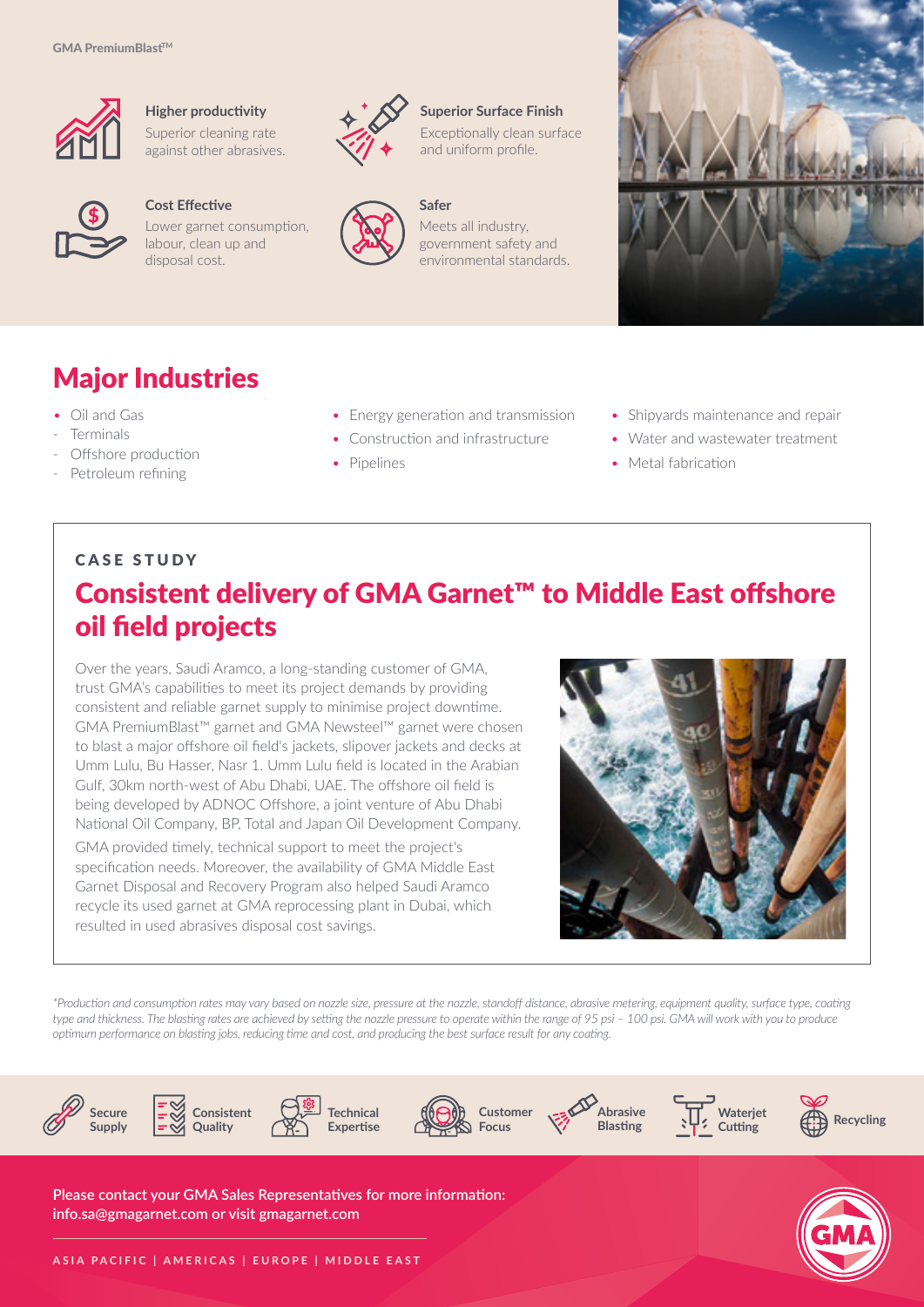GMA PremiumBlast™

**Higher productivity**
Superior cleaning rate against other abrasives.

**Superior Surface Finish**
Exceptionally clean surface and uniform profile.

**Cost Effective**
Lower garnet consumption, labour, clean up and disposal cost.

**Safer**
Meets all industry, government safety and environmental standards.

## Major Industries

- Oil and Gas
  - Terminals
  - Offshore production
  - Petroleum refining
- Energy generation and transmission
- Construction and infrastructure
- Pipelines
- Shipyards maintenance and repair
- Water and wastewater treatment
- Metal fabrication

CASE STUDY

## Consistent delivery of GMA Garnet™ to Middle East offshore oil field projects

Over the years, Saudi Aramco, a long-standing customer of GMA, trust GMA's capabilities to meet its project demands by providing consistent and reliable garnet supply to minimise project downtime. GMA PremiumBlast™ garnet and GMA Newsteel™ garnet were chosen to blast a major offshore oil field's jackets, slipover jackets and decks at Umm Lulu, Bu Hasser, Nasr 1. Umm Lulu field is located in the Arabian Gulf, 30km north-west of Abu Dhabi, UAE. The offshore oil field is being developed by ADNOC Offshore, a joint venture of Abu Dhabi National Oil Company, BP, Total and Japan Oil Development Company.

GMA provided timely, technical support to meet the project's specification needs. Moreover, the availability of GMA Middle East Garnet Disposal and Recovery Program also helped Saudi Aramco recycle its used garnet at GMA reprocessing plant in Dubai, which resulted in used abrasives disposal cost savings.

*\*Production and consumption rates may vary based on nozzle size, pressure at the nozzle, standoff distance, abrasive metering, equipment quality, surface type, coating type and thickness. The blasting rates are achieved by setting the nozzle pressure to operate within the range of 95 psi – 100 psi. GMA will work with you to produce optimum performance on blasting jobs, reducing time and cost, and producing the best surface result for any coating.*

**Secure Supply** | **Consistent Quality** | **Technical Expertise** | **Customer Focus** | **Abrasive Blasting** | **Waterjet Cutting** | **Recycling**

**Please contact your GMA Sales Representatives for more information: info.sa@gmagarnet.com or visit gmagarnet.com**

ASIA PACIFIC | AMERICAS | EUROPE | MIDDLE EAST